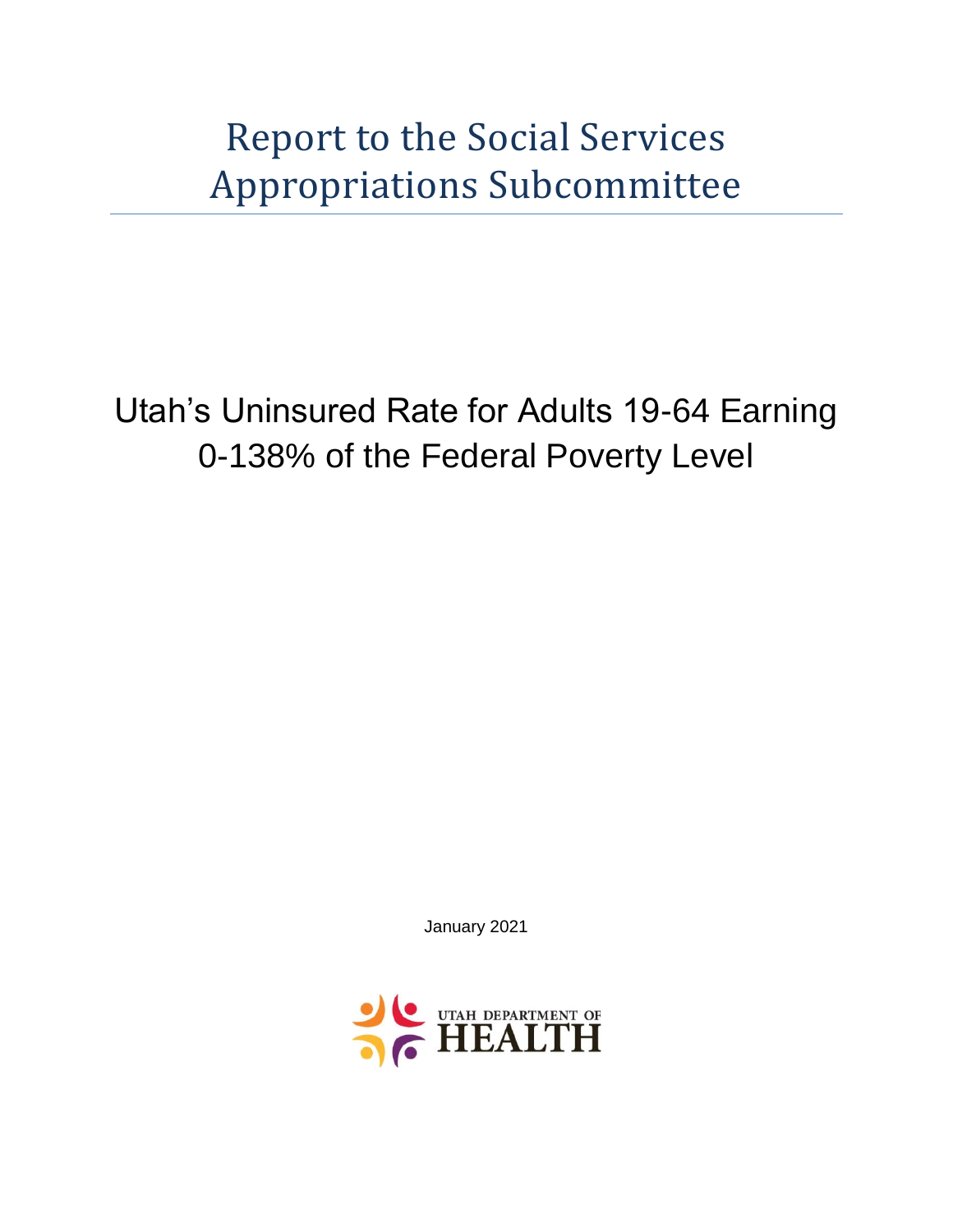# Report to the Social Services Appropriations Subcommittee

## Utah's Uninsured Rate for Adults 19-64 Earning 0-138% of the Federal Poverty Level

January 2021

UTAH DEPARTMENT OF HEALTH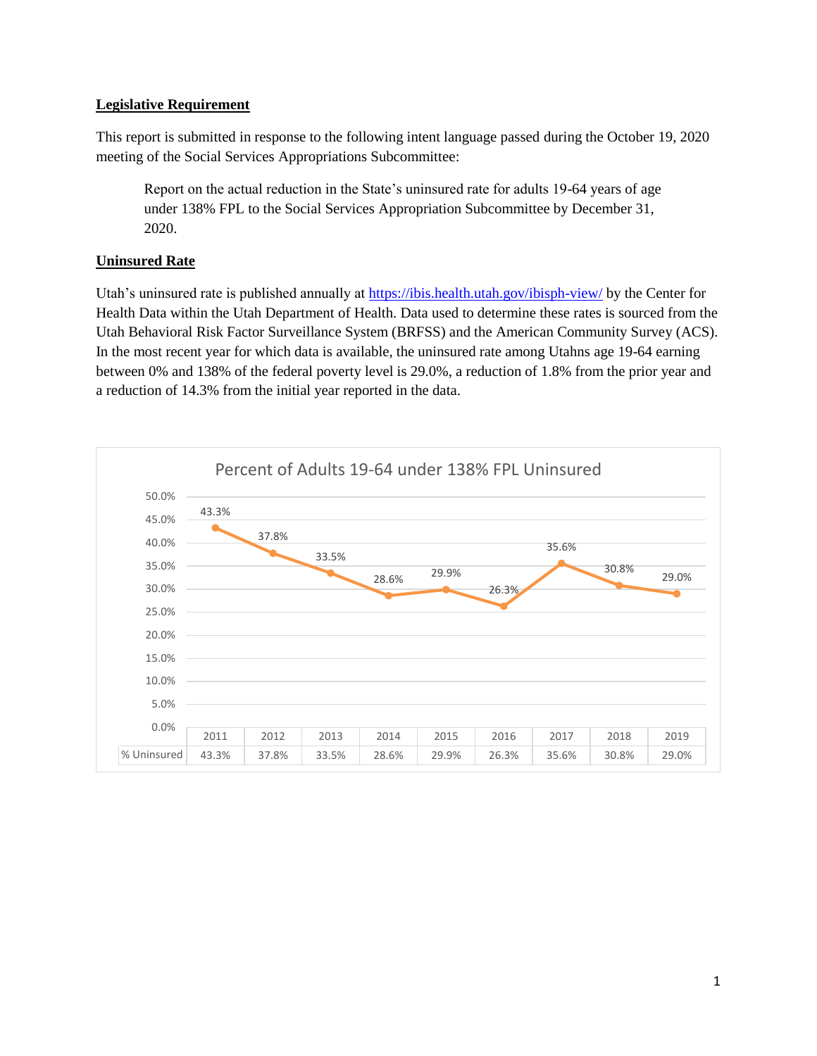## Legislative Requirement

This report is submitted in response to the following intent language passed during the October 19, 2020 meeting of the Social Services Appropriations Subcommittee:

> Report on the actual reduction in the State's uninsured rate for adults 19-64 years of age under 138% FPL to the Social Services Appropriation Subcommittee by December 31, 2020.

## Uninsured Rate

Utah's uninsured rate is published annually at https://ibis.health.utah.gov/ibisph-view/ by the Center for Health Data within the Utah Department of Health. Data used to determine these rates is sourced from the Utah Behavioral Risk Factor Surveillance System (BRFSS) and the American Community Survey (ACS). In the most recent year for which data is available, the uninsured rate among Utahns age 19-64 earning between 0% and 138% of the federal poverty level is 29.0%, a reduction of 1.8% from the prior year and a reduction of 14.3% from the initial year reported in the data.

Percent of Adults 19-64 under 138% FPL Uninsured

50.0%
45.0%
40.0%
35.0%
30.0%
25.0%
20.0%
15.0%
10.0%
5.0%
0.0%

43.3% 37.8% 33.5% 28.6% 29.9% 26.3% 35.6% 30.8% 29.0%

2011 2012 2013 2014 2015 2016 2017 2018 2019

% Uninsured 43.3% 37.8% 33.5% 28.6% 29.9% 26.3% 35.6% 30.8% 29.0%